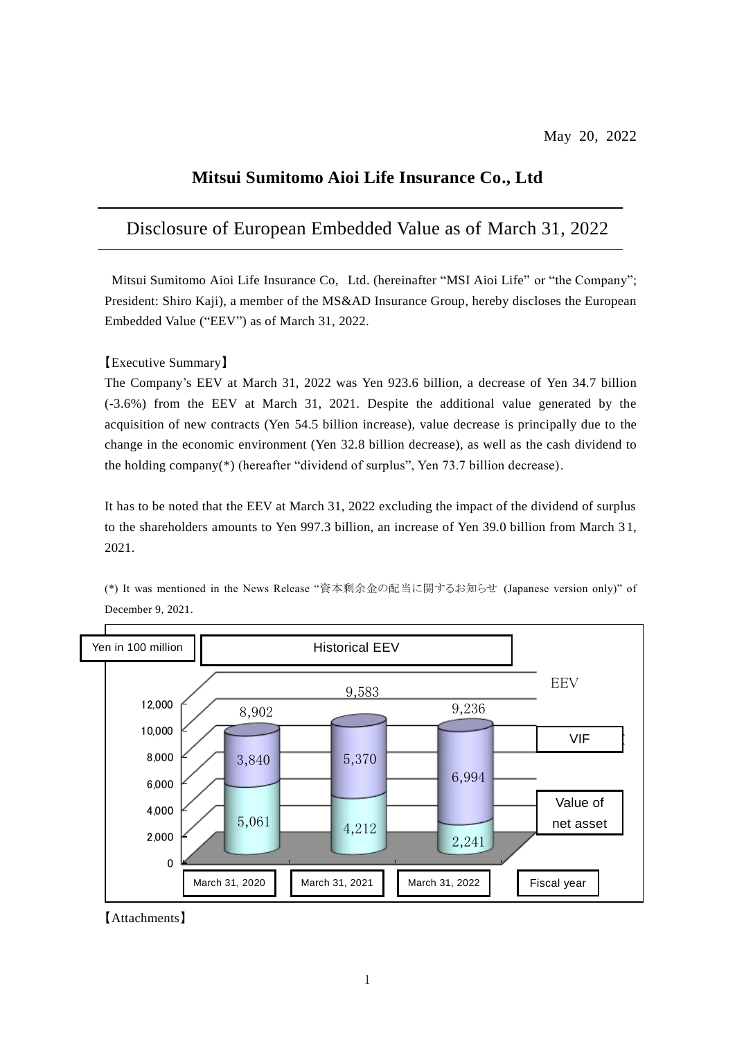May 20, 2022

# Mitsui Sumitomo Aioi Life Insurance Co., Ltd

## Disclosure of European Embedded Value as of March 31, 2022

Mitsui Sumitomo Aioi Life Insurance Co, Ltd. (hereinafter "MSI Aioi Life" or "the Company"; President: Shiro Kaji), a member of the MS&AD Insurance Group, hereby discloses the European Embedded Value ("EEV") as of March 31, 2022.

【Executive Summary】

The Company's EEV at March 31, 2022 was Yen 923.6 billion, a decrease of Yen 34.7 billion (-3.6%) from the EEV at March 31, 2021. Despite the additional value generated by the acquisition of new contracts (Yen 54.5 billion increase), value decrease is principally due to the change in the economic environment (Yen 32.8 billion decrease), as well as the cash dividend to the holding company(*) (hereafter "dividend of surplus", Yen 73.7 billion decrease).

It has to be noted that the EEV at March 31, 2022 excluding the impact of the dividend of surplus to the shareholders amounts to Yen 997.3 billion, an increase of Yen 39.0 billion from March 31, 2021.

(*) It was mentioned in the News Release "資本剰余金の配当に関するお知らせ (Japanese version only)" of December 9, 2021.

Historical EEV (Yen in 100 million)

| Fiscal year | March 31, 2020 | March 31, 2021 | March 31, 2022 |
|---|---|---|---|
| VIF | 3,840 | 5,370 | 6,994 |
| Value of net asset | 5,061 | 4,212 | 2,241 |
| EEV | 8,902 | 9,583 | 9,236 |

【Attachments】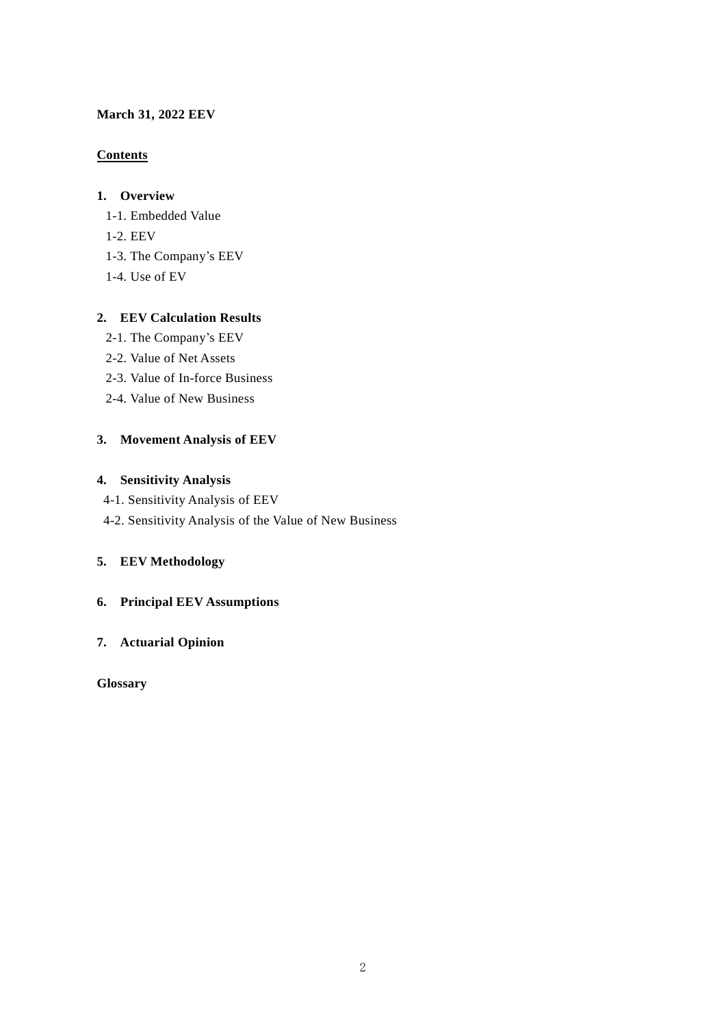**March 31, 2022 EEV**

**Contents**

**1. Overview**

1-1. Embedded Value

1-2. EEV

1-3. The Company's EEV

1-4. Use of EV

**2. EEV Calculation Results**

2-1. The Company's EEV

2-2. Value of Net Assets

2-3. Value of In-force Business

2-4. Value of New Business

**3. Movement Analysis of EEV**

**4. Sensitivity Analysis**

4-1. Sensitivity Analysis of EEV

4-2. Sensitivity Analysis of the Value of New Business

**5. EEV Methodology**

**6. Principal EEV Assumptions**

**7. Actuarial Opinion**

**Glossary**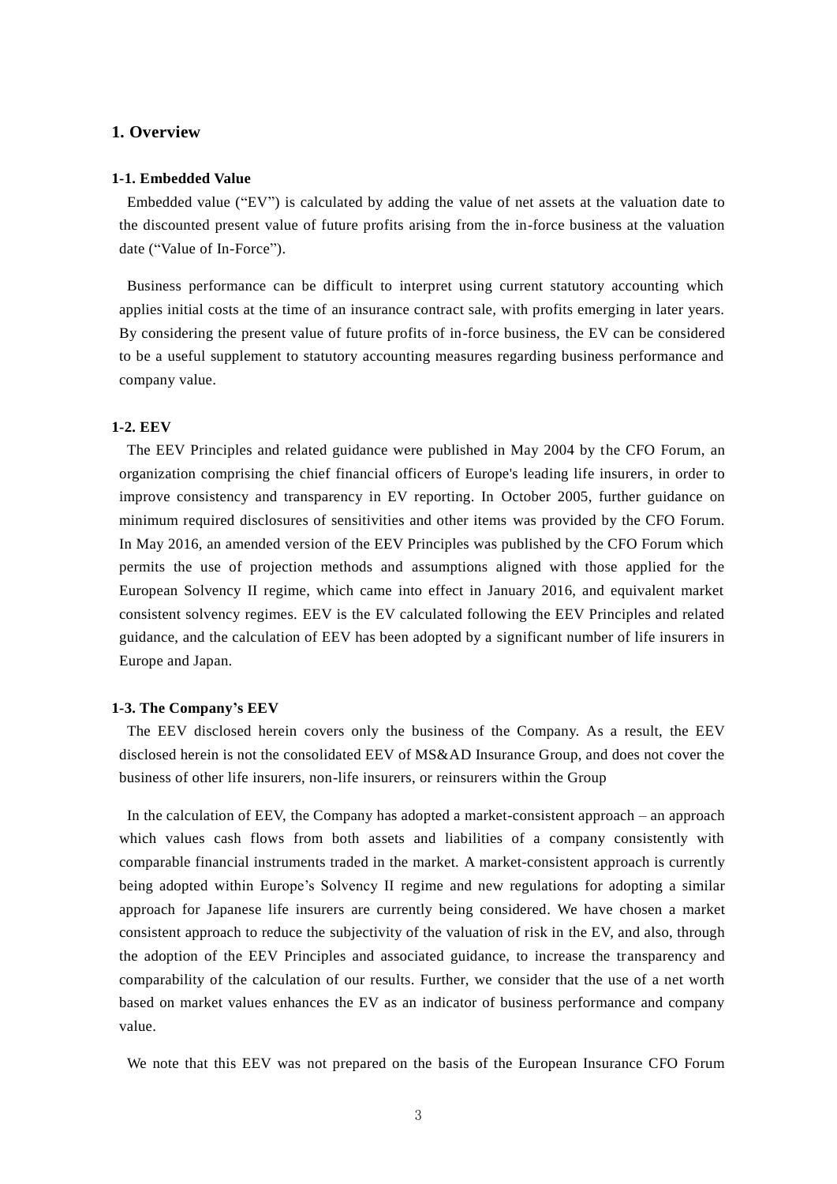# 1. Overview

### 1-1. Embedded Value

Embedded value ("EV") is calculated by adding the value of net assets at the valuation date to the discounted present value of future profits arising from the in-force business at the valuation date ("Value of In-Force").

Business performance can be difficult to interpret using current statutory accounting which applies initial costs at the time of an insurance contract sale, with profits emerging in later years. By considering the present value of future profits of in-force business, the EV can be considered to be a useful supplement to statutory accounting measures regarding business performance and company value.

### 1-2. EEV

The EEV Principles and related guidance were published in May 2004 by the CFO Forum, an organization comprising the chief financial officers of Europe's leading life insurers, in order to improve consistency and transparency in EV reporting. In October 2005, further guidance on minimum required disclosures of sensitivities and other items was provided by the CFO Forum. In May 2016, an amended version of the EEV Principles was published by the CFO Forum which permits the use of projection methods and assumptions aligned with those applied for the European Solvency II regime, which came into effect in January 2016, and equivalent market consistent solvency regimes. EEV is the EV calculated following the EEV Principles and related guidance, and the calculation of EEV has been adopted by a significant number of life insurers in Europe and Japan.

### 1-3. The Company's EEV

The EEV disclosed herein covers only the business of the Company. As a result, the EEV disclosed herein is not the consolidated EEV of MS&AD Insurance Group, and does not cover the business of other life insurers, non-life insurers, or reinsurers within the Group

In the calculation of EEV, the Company has adopted a market-consistent approach – an approach which values cash flows from both assets and liabilities of a company consistently with comparable financial instruments traded in the market. A market-consistent approach is currently being adopted within Europe's Solvency II regime and new regulations for adopting a similar approach for Japanese life insurers are currently being considered. We have chosen a market consistent approach to reduce the subjectivity of the valuation of risk in the EV, and also, through the adoption of the EEV Principles and associated guidance, to increase the transparency and comparability of the calculation of our results. Further, we consider that the use of a net worth based on market values enhances the EV as an indicator of business performance and company value.

We note that this EEV was not prepared on the basis of the European Insurance CFO Forum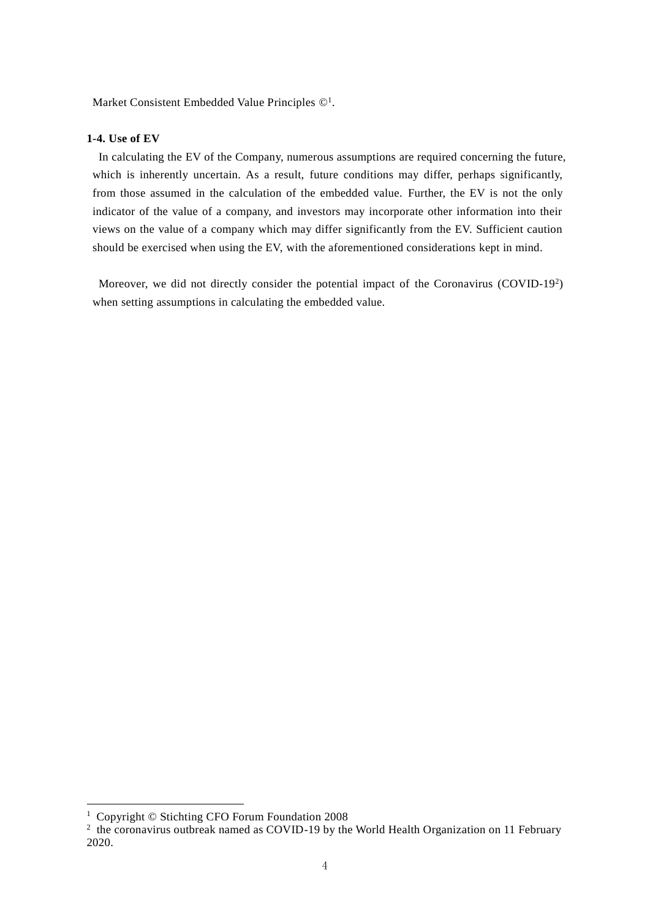Market Consistent Embedded Value Principles ©[1].

**1-4. Use of EV**

In calculating the EV of the Company, numerous assumptions are required concerning the future, which is inherently uncertain. As a result, future conditions may differ, perhaps significantly, from those assumed in the calculation of the embedded value. Further, the EV is not the only indicator of the value of a company, and investors may incorporate other information into their views on the value of a company which may differ significantly from the EV. Sufficient caution should be exercised when using the EV, with the aforementioned considerations kept in mind.

Moreover, we did not directly consider the potential impact of the Coronavirus (COVID-19[2]) when setting assumptions in calculating the embedded value.

---

[1] Copyright © Stichting CFO Forum Foundation 2008

[2] the coronavirus outbreak named as COVID-19 by the World Health Organization on 11 February 2020.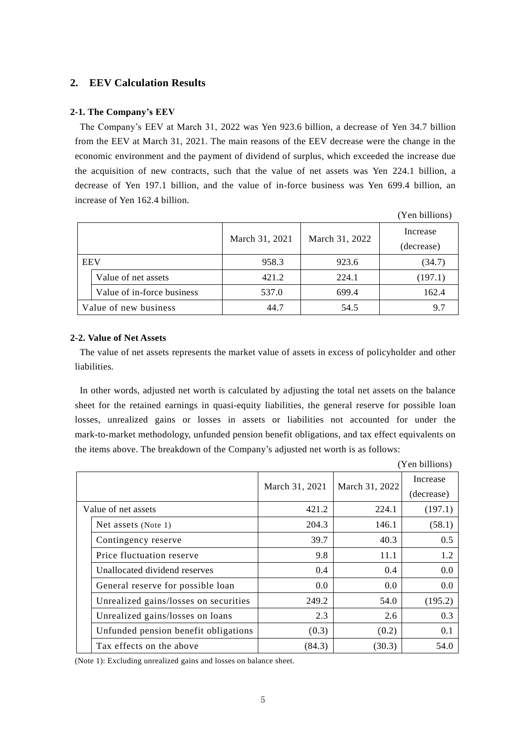## 2. EEV Calculation Results

### 2-1. The Company's EEV

The Company's EEV at March 31, 2022 was Yen 923.6 billion, a decrease of Yen 34.7 billion from the EEV at March 31, 2021. The main reasons of the EEV decrease were the change in the economic environment and the payment of dividend of surplus, which exceeded the increase due the acquisition of new contracts, such that the value of net assets was Yen 224.1 billion, a decrease of Yen 197.1 billion, and the value of in-force business was Yen 699.4 billion, an increase of Yen 162.4 billion.

(Yen billions)

| | March 31, 2021 | March 31, 2022 | Increase (decrease) |
|---|---|---|---|
| EEV | 958.3 | 923.6 | (34.7) |
| Value of net assets | 421.2 | 224.1 | (197.1) |
| Value of in-force business | 537.0 | 699.4 | 162.4 |
| Value of new business | 44.7 | 54.5 | 9.7 |

### 2-2. Value of Net Assets

The value of net assets represents the market value of assets in excess of policyholder and other liabilities.

In other words, adjusted net worth is calculated by adjusting the total net assets on the balance sheet for the retained earnings in quasi-equity liabilities, the general reserve for possible loan losses, unrealized gains or losses in assets or liabilities not accounted for under the mark-to-market methodology, unfunded pension benefit obligations, and tax effect equivalents on the items above. The breakdown of the Company's adjusted net worth is as follows:

(Yen billions)

| | March 31, 2021 | March 31, 2022 | Increase (decrease) |
|---|---|---|---|
| Value of net assets | 421.2 | 224.1 | (197.1) |
| Net assets (Note 1) | 204.3 | 146.1 | (58.1) |
| Contingency reserve | 39.7 | 40.3 | 0.5 |
| Price fluctuation reserve | 9.8 | 11.1 | 1.2 |
| Unallocated dividend reserves | 0.4 | 0.4 | 0.0 |
| General reserve for possible loan | 0.0 | 0.0 | 0.0 |
| Unrealized gains/losses on securities | 249.2 | 54.0 | (195.2) |
| Unrealized gains/losses on loans | 2.3 | 2.6 | 0.3 |
| Unfunded pension benefit obligations | (0.3) | (0.2) | 0.1 |
| Tax effects on the above | (84.3) | (30.3) | 54.0 |

(Note 1): Excluding unrealized gains and losses on balance sheet.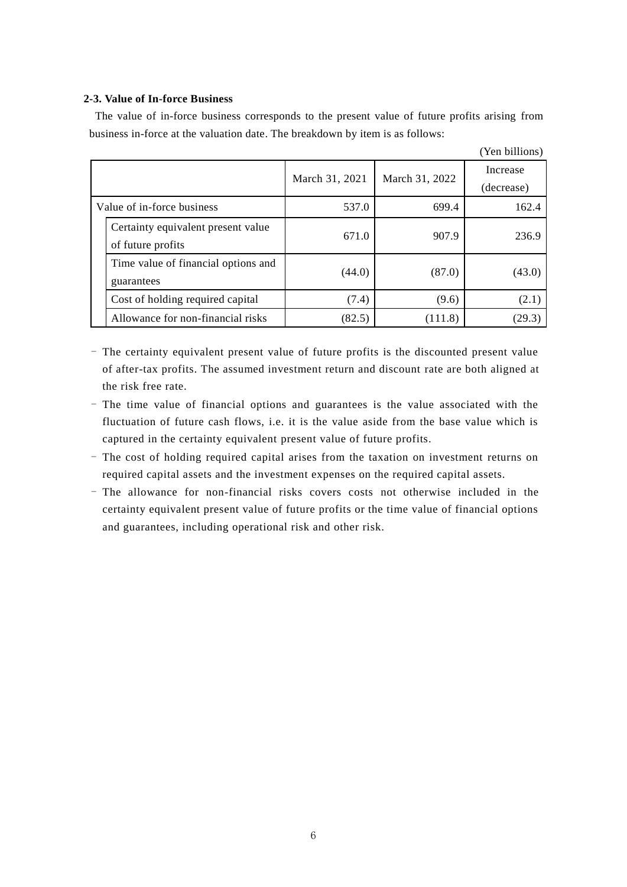### 2-3. Value of In-force Business

The value of in-force business corresponds to the present value of future profits arising from business in-force at the valuation date. The breakdown by item is as follows:

(Yen billions)

| | March 31, 2021 | March 31, 2022 | Increase (decrease) |
|---|---|---|---|
| Value of in-force business | 537.0 | 699.4 | 162.4 |
| Certainty equivalent present value of future profits | 671.0 | 907.9 | 236.9 |
| Time value of financial options and guarantees | (44.0) | (87.0) | (43.0) |
| Cost of holding required capital | (7.4) | (9.6) | (2.1) |
| Allowance for non-financial risks | (82.5) | (111.8) | (29.3) |

- The certainty equivalent present value of future profits is the discounted present value of after-tax profits. The assumed investment return and discount rate are both aligned at the risk free rate.
- The time value of financial options and guarantees is the value associated with the fluctuation of future cash flows, i.e. it is the value aside from the base value which is captured in the certainty equivalent present value of future profits.
- The cost of holding required capital arises from the taxation on investment returns on required capital assets and the investment expenses on the required capital assets.
- The allowance for non-financial risks covers costs not otherwise included in the certainty equivalent present value of future profits or the time value of financial options and guarantees, including operational risk and other risk.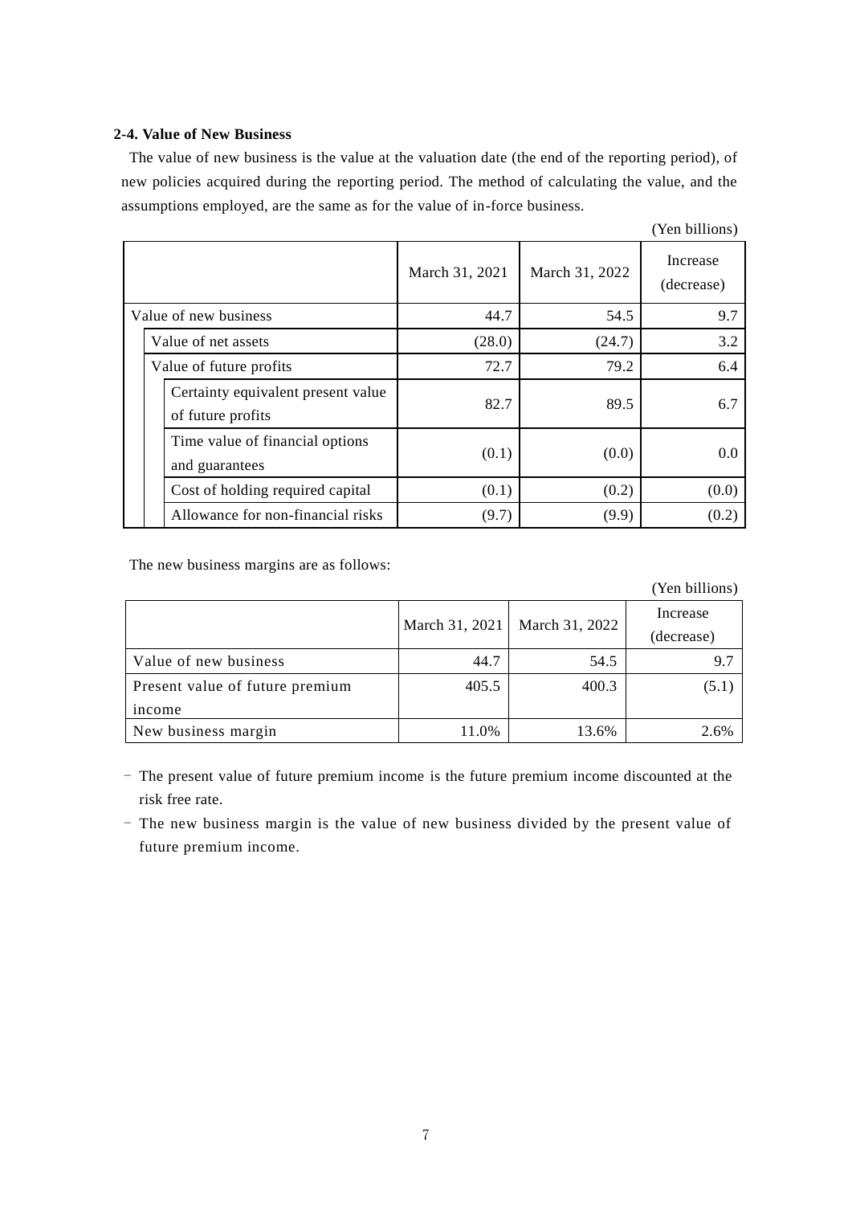### 2-4. Value of New Business

The value of new business is the value at the valuation date (the end of the reporting period), of new policies acquired during the reporting period. The method of calculating the value, and the assumptions employed, are the same as for the value of in-force business.

(Yen billions)

| | March 31, 2021 | March 31, 2022 | Increase (decrease) |
|---|---|---|---|
| Value of new business | 44.7 | 54.5 | 9.7 |
| Value of net assets | (28.0) | (24.7) | 3.2 |
| Value of future profits | 72.7 | 79.2 | 6.4 |
| Certainty equivalent present value of future profits | 82.7 | 89.5 | 6.7 |
| Time value of financial options and guarantees | (0.1) | (0.0) | 0.0 |
| Cost of holding required capital | (0.1) | (0.2) | (0.0) |
| Allowance for non-financial risks | (9.7) | (9.9) | (0.2) |

The new business margins are as follows:

(Yen billions)

| | March 31, 2021 | March 31, 2022 | Increase (decrease) |
|---|---|---|---|
| Value of new business | 44.7 | 54.5 | 9.7 |
| Present value of future premium income | 405.5 | 400.3 | (5.1) |
| New business margin | 11.0% | 13.6% | 2.6% |

- The present value of future premium income is the future premium income discounted at the risk free rate.
- The new business margin is the value of new business divided by the present value of future premium income.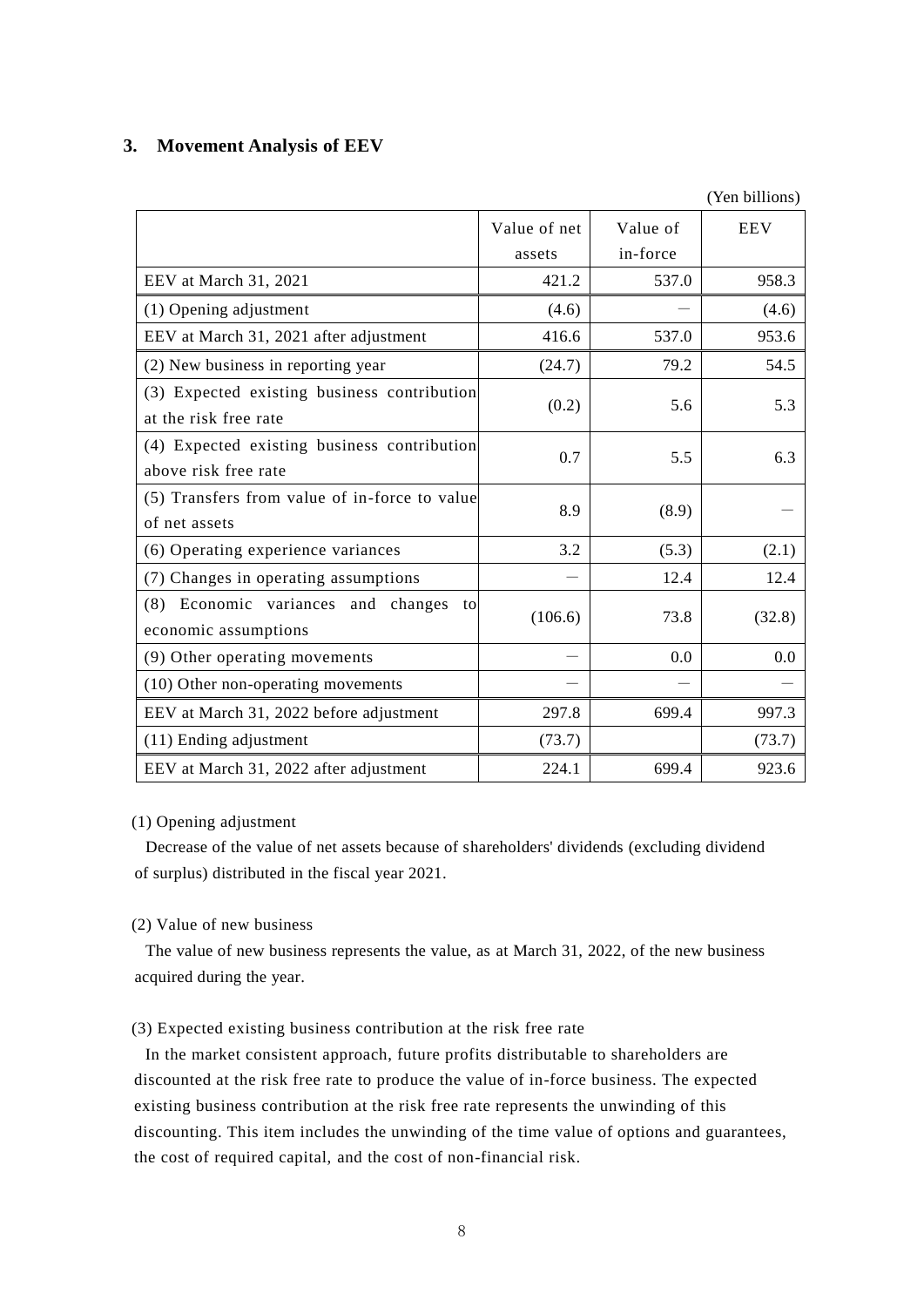## 3. Movement Analysis of EEV

(Yen billions)

| | Value of net assets | Value of in-force | EEV |
|---|---|---|---|
| EEV at March 31, 2021 | 421.2 | 537.0 | 958.3 |
| (1) Opening adjustment | (4.6) | — | (4.6) |
| EEV at March 31, 2021 after adjustment | 416.6 | 537.0 | 953.6 |
| (2) New business in reporting year | (24.7) | 79.2 | 54.5 |
| (3) Expected existing business contribution at the risk free rate | (0.2) | 5.6 | 5.3 |
| (4) Expected existing business contribution above risk free rate | 0.7 | 5.5 | 6.3 |
| (5) Transfers from value of in-force to value of net assets | 8.9 | (8.9) | — |
| (6) Operating experience variances | 3.2 | (5.3) | (2.1) |
| (7) Changes in operating assumptions | — | 12.4 | 12.4 |
| (8) Economic variances and changes to economic assumptions | (106.6) | 73.8 | (32.8) |
| (9) Other operating movements | — | 0.0 | 0.0 |
| (10) Other non-operating movements | — | — | — |
| EEV at March 31, 2022 before adjustment | 297.8 | 699.4 | 997.3 |
| (11) Ending adjustment | (73.7) | | (73.7) |
| EEV at March 31, 2022 after adjustment | 224.1 | 699.4 | 923.6 |

(1) Opening adjustment

Decrease of the value of net assets because of shareholders' dividends (excluding dividend of surplus) distributed in the fiscal year 2021.

(2) Value of new business

The value of new business represents the value, as at March 31, 2022, of the new business acquired during the year.

(3) Expected existing business contribution at the risk free rate

In the market consistent approach, future profits distributable to shareholders are discounted at the risk free rate to produce the value of in-force business. The expected existing business contribution at the risk free rate represents the unwinding of this discounting. This item includes the unwinding of the time value of options and guarantees, the cost of required capital, and the cost of non-financial risk.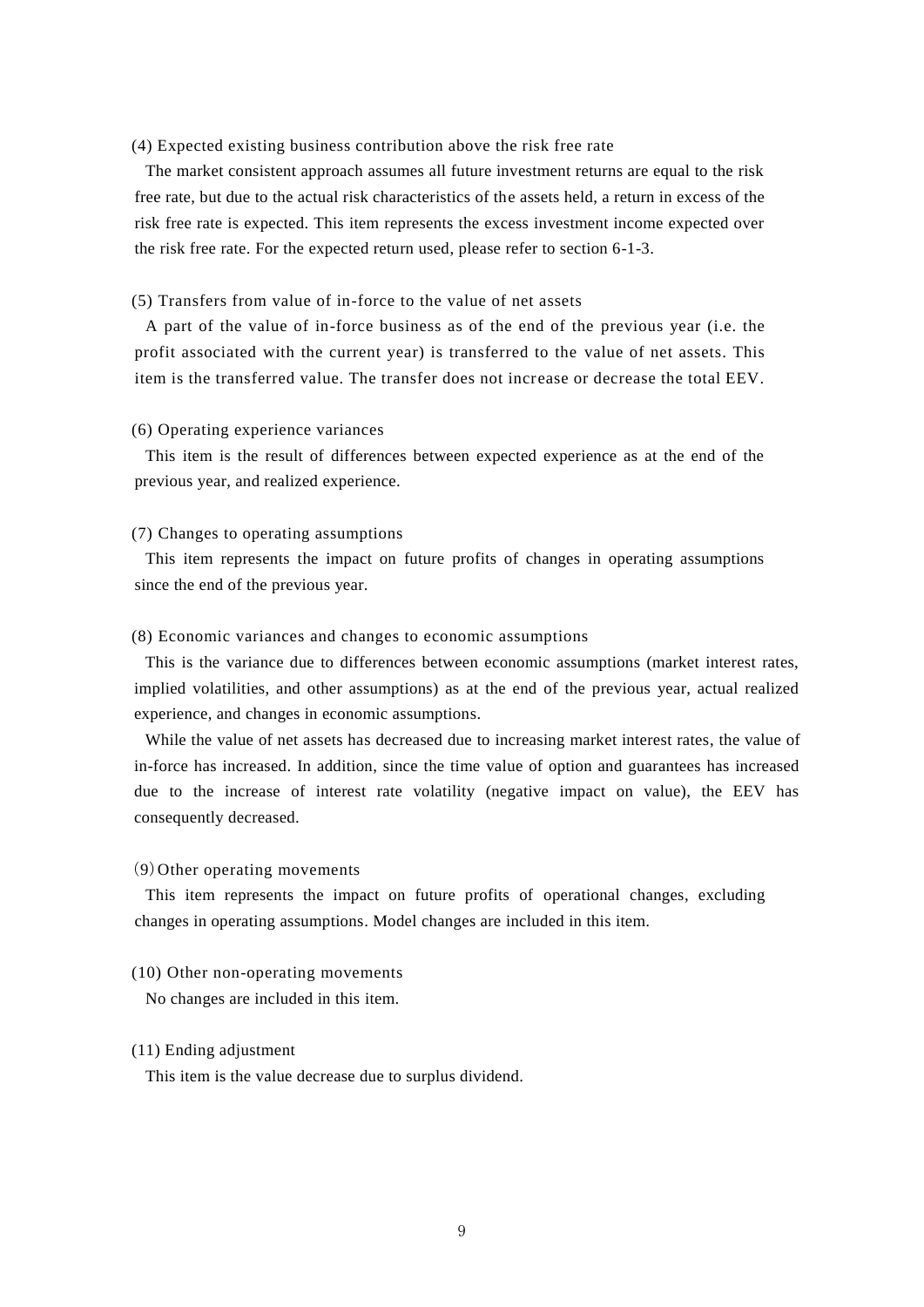(4) Expected existing business contribution above the risk free rate

The market consistent approach assumes all future investment returns are equal to the risk free rate, but due to the actual risk characteristics of the assets held, a return in excess of the risk free rate is expected. This item represents the excess investment income expected over the risk free rate. For the expected return used, please refer to section 6-1-3.

(5) Transfers from value of in-force to the value of net assets

A part of the value of in-force business as of the end of the previous year (i.e. the profit associated with the current year) is transferred to the value of net assets. This item is the transferred value. The transfer does not increase or decrease the total EEV.

(6) Operating experience variances

This item is the result of differences between expected experience as at the end of the previous year, and realized experience.

(7) Changes to operating assumptions

This item represents the impact on future profits of changes in operating assumptions since the end of the previous year.

(8) Economic variances and changes to economic assumptions

This is the variance due to differences between economic assumptions (market interest rates, implied volatilities, and other assumptions) as at the end of the previous year, actual realized experience, and changes in economic assumptions.

While the value of net assets has decreased due to increasing market interest rates, the value of in-force has increased. In addition, since the time value of option and guarantees has increased due to the increase of interest rate volatility (negative impact on value), the EEV has consequently decreased.

(9) Other operating movements

This item represents the impact on future profits of operational changes, excluding changes in operating assumptions. Model changes are included in this item.

(10) Other non-operating movements

No changes are included in this item.

(11) Ending adjustment

This item is the value decrease due to surplus dividend.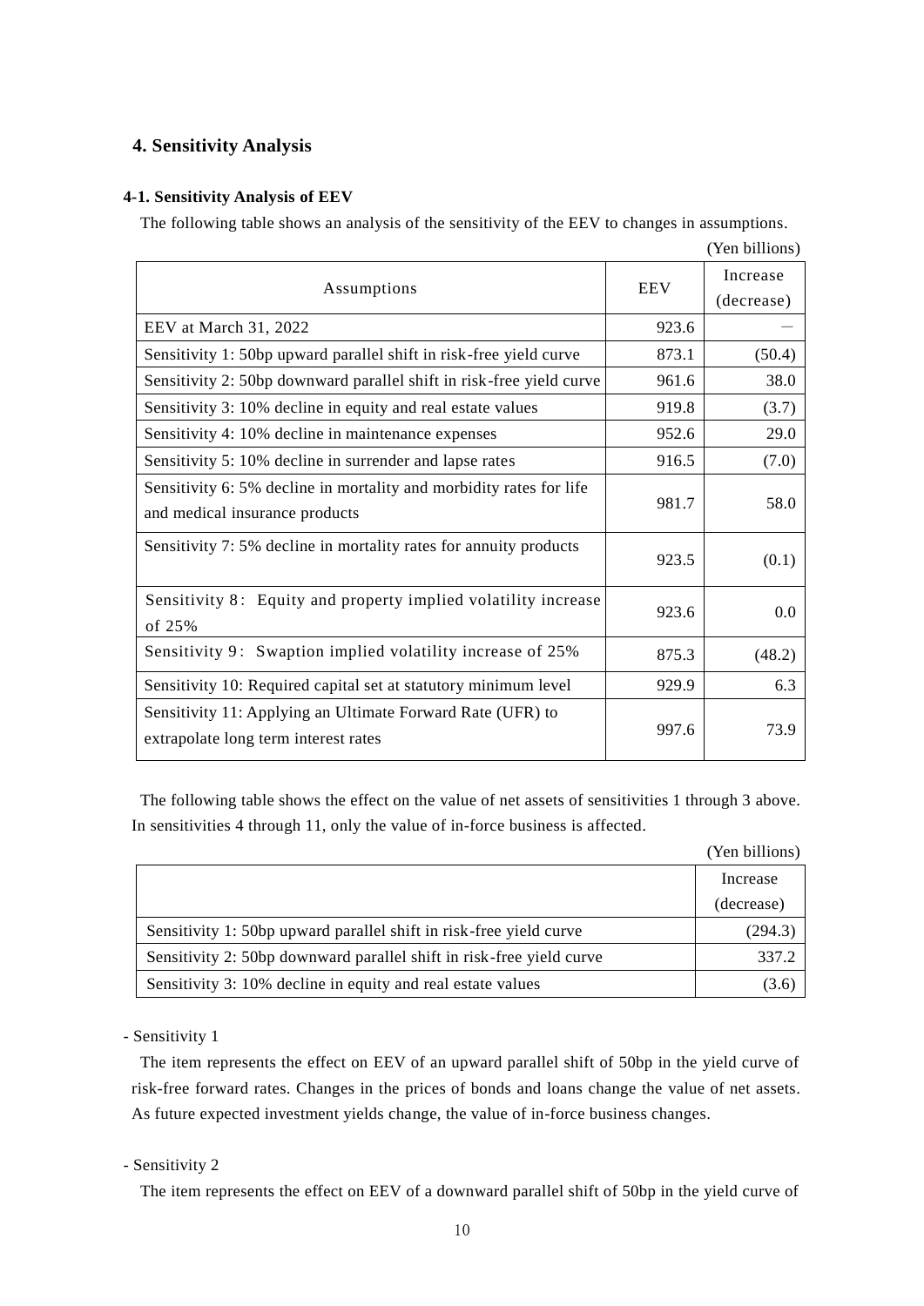## 4. Sensitivity Analysis

### 4-1. Sensitivity Analysis of EEV

The following table shows an analysis of the sensitivity of the EEV to changes in assumptions.

(Yen billions)

| Assumptions | EEV | Increase (decrease) |
|---|---|---|
| EEV at March 31, 2022 | 923.6 | — |
| Sensitivity 1: 50bp upward parallel shift in risk-free yield curve | 873.1 | (50.4) |
| Sensitivity 2: 50bp downward parallel shift in risk-free yield curve | 961.6 | 38.0 |
| Sensitivity 3: 10% decline in equity and real estate values | 919.8 | (3.7) |
| Sensitivity 4: 10% decline in maintenance expenses | 952.6 | 29.0 |
| Sensitivity 5: 10% decline in surrender and lapse rates | 916.5 | (7.0) |
| Sensitivity 6: 5% decline in mortality and morbidity rates for life and medical insurance products | 981.7 | 58.0 |
| Sensitivity 7: 5% decline in mortality rates for annuity products | 923.5 | (0.1) |
| Sensitivity 8: Equity and property implied volatility increase of 25% | 923.6 | 0.0 |
| Sensitivity 9: Swaption implied volatility increase of 25% | 875.3 | (48.2) |
| Sensitivity 10: Required capital set at statutory minimum level | 929.9 | 6.3 |
| Sensitivity 11: Applying an Ultimate Forward Rate (UFR) to extrapolate long term interest rates | 997.6 | 73.9 |

The following table shows the effect on the value of net assets of sensitivities 1 through 3 above. In sensitivities 4 through 11, only the value of in-force business is affected.

(Yen billions)

| | Increase (decrease) |
|---|---|
| Sensitivity 1: 50bp upward parallel shift in risk-free yield curve | (294.3) |
| Sensitivity 2: 50bp downward parallel shift in risk-free yield curve | 337.2 |
| Sensitivity 3: 10% decline in equity and real estate values | (3.6) |

- Sensitivity 1

The item represents the effect on EEV of an upward parallel shift of 50bp in the yield curve of risk-free forward rates. Changes in the prices of bonds and loans change the value of net assets. As future expected investment yields change, the value of in-force business changes.

- Sensitivity 2

The item represents the effect on EEV of a downward parallel shift of 50bp in the yield curve of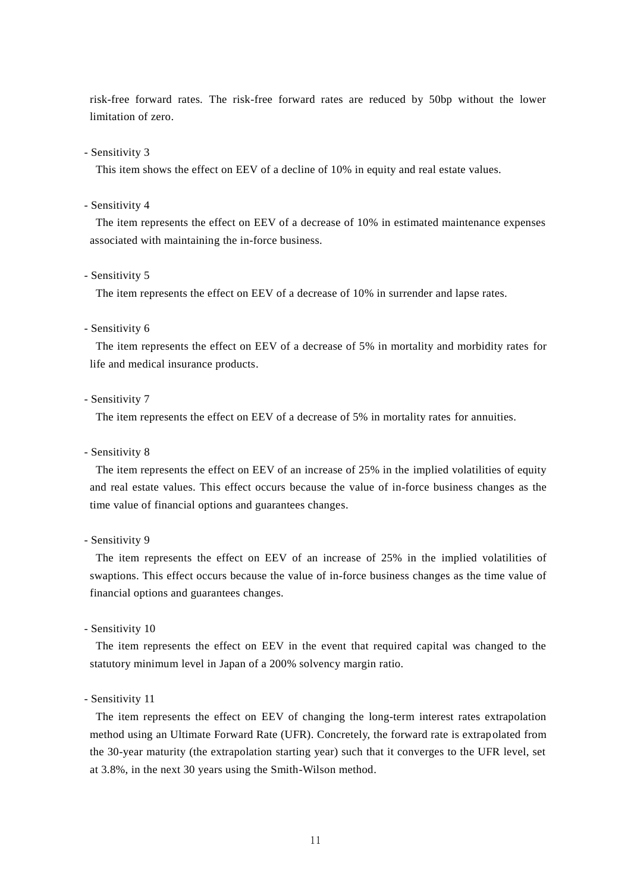risk-free forward rates. The risk-free forward rates are reduced by 50bp without the lower limitation of zero.

- Sensitivity 3

  This item shows the effect on EEV of a decline of 10% in equity and real estate values.

- Sensitivity 4

  The item represents the effect on EEV of a decrease of 10% in estimated maintenance expenses associated with maintaining the in-force business.

- Sensitivity 5

  The item represents the effect on EEV of a decrease of 10% in surrender and lapse rates.

- Sensitivity 6

  The item represents the effect on EEV of a decrease of 5% in mortality and morbidity rates for life and medical insurance products.

- Sensitivity 7

  The item represents the effect on EEV of a decrease of 5% in mortality rates for annuities.

- Sensitivity 8

  The item represents the effect on EEV of an increase of 25% in the implied volatilities of equity and real estate values. This effect occurs because the value of in-force business changes as the time value of financial options and guarantees changes.

- Sensitivity 9

  The item represents the effect on EEV of an increase of 25% in the implied volatilities of swaptions. This effect occurs because the value of in-force business changes as the time value of financial options and guarantees changes.

- Sensitivity 10

  The item represents the effect on EEV in the event that required capital was changed to the statutory minimum level in Japan of a 200% solvency margin ratio.

- Sensitivity 11

  The item represents the effect on EEV of changing the long-term interest rates extrapolation method using an Ultimate Forward Rate (UFR). Concretely, the forward rate is extrapolated from the 30-year maturity (the extrapolation starting year) such that it converges to the UFR level, set at 3.8%, in the next 30 years using the Smith-Wilson method.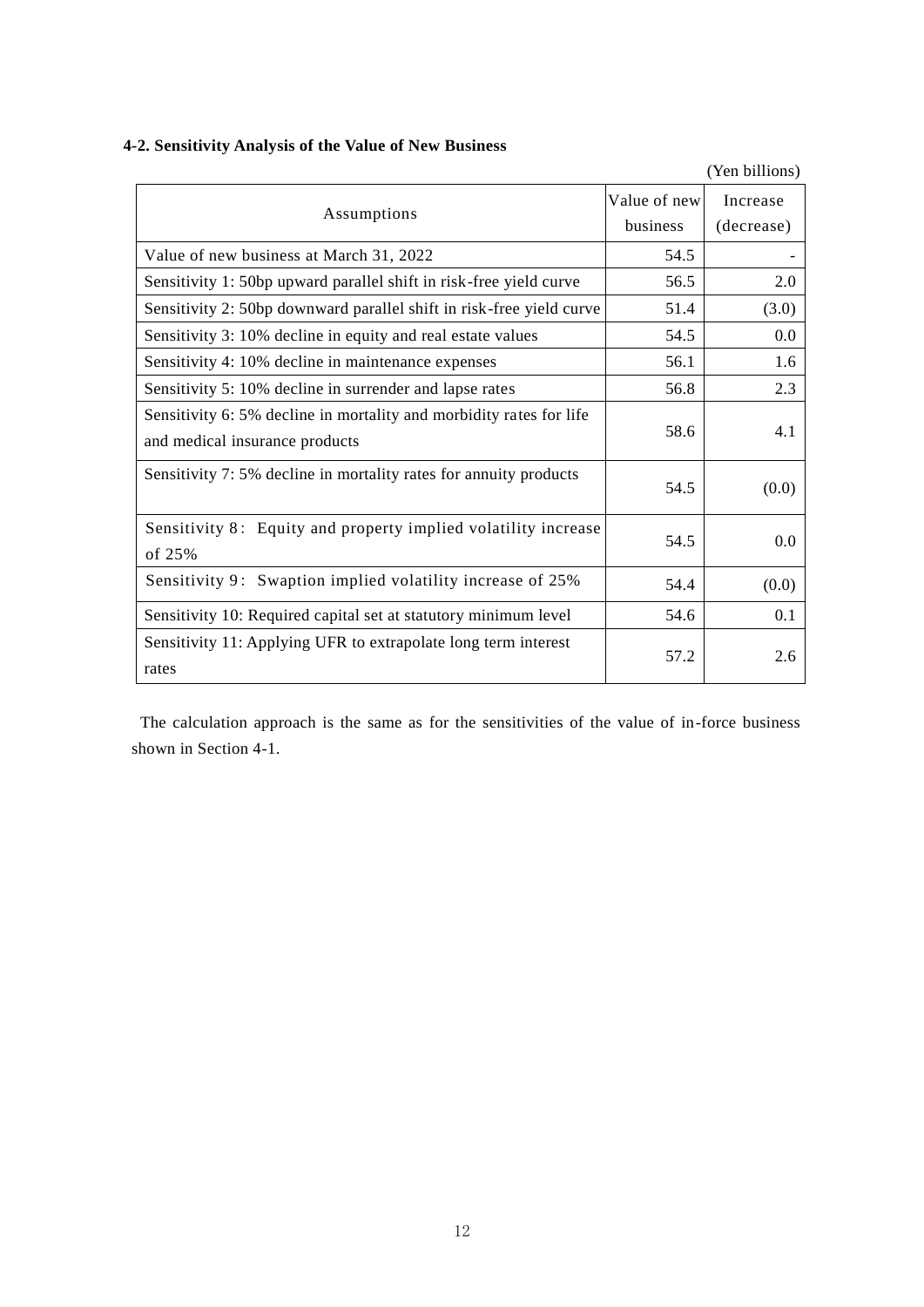### 4-2. Sensitivity Analysis of the Value of New Business

(Yen billions)

| Assumptions | Value of new business | Increase (decrease) |
|---|---|---|
| Value of new business at March 31, 2022 | 54.5 | - |
| Sensitivity 1: 50bp upward parallel shift in risk-free yield curve | 56.5 | 2.0 |
| Sensitivity 2: 50bp downward parallel shift in risk-free yield curve | 51.4 | (3.0) |
| Sensitivity 3: 10% decline in equity and real estate values | 54.5 | 0.0 |
| Sensitivity 4: 10% decline in maintenance expenses | 56.1 | 1.6 |
| Sensitivity 5: 10% decline in surrender and lapse rates | 56.8 | 2.3 |
| Sensitivity 6: 5% decline in mortality and morbidity rates for life and medical insurance products | 58.6 | 4.1 |
| Sensitivity 7: 5% decline in mortality rates for annuity products | 54.5 | (0.0) |
| Sensitivity 8： Equity and property implied volatility increase of 25% | 54.5 | 0.0 |
| Sensitivity 9： Swaption implied volatility increase of 25% | 54.4 | (0.0) |
| Sensitivity 10: Required capital set at statutory minimum level | 54.6 | 0.1 |
| Sensitivity 11: Applying UFR to extrapolate long term interest rates | 57.2 | 2.6 |

The calculation approach is the same as for the sensitivities of the value of in-force business shown in Section 4-1.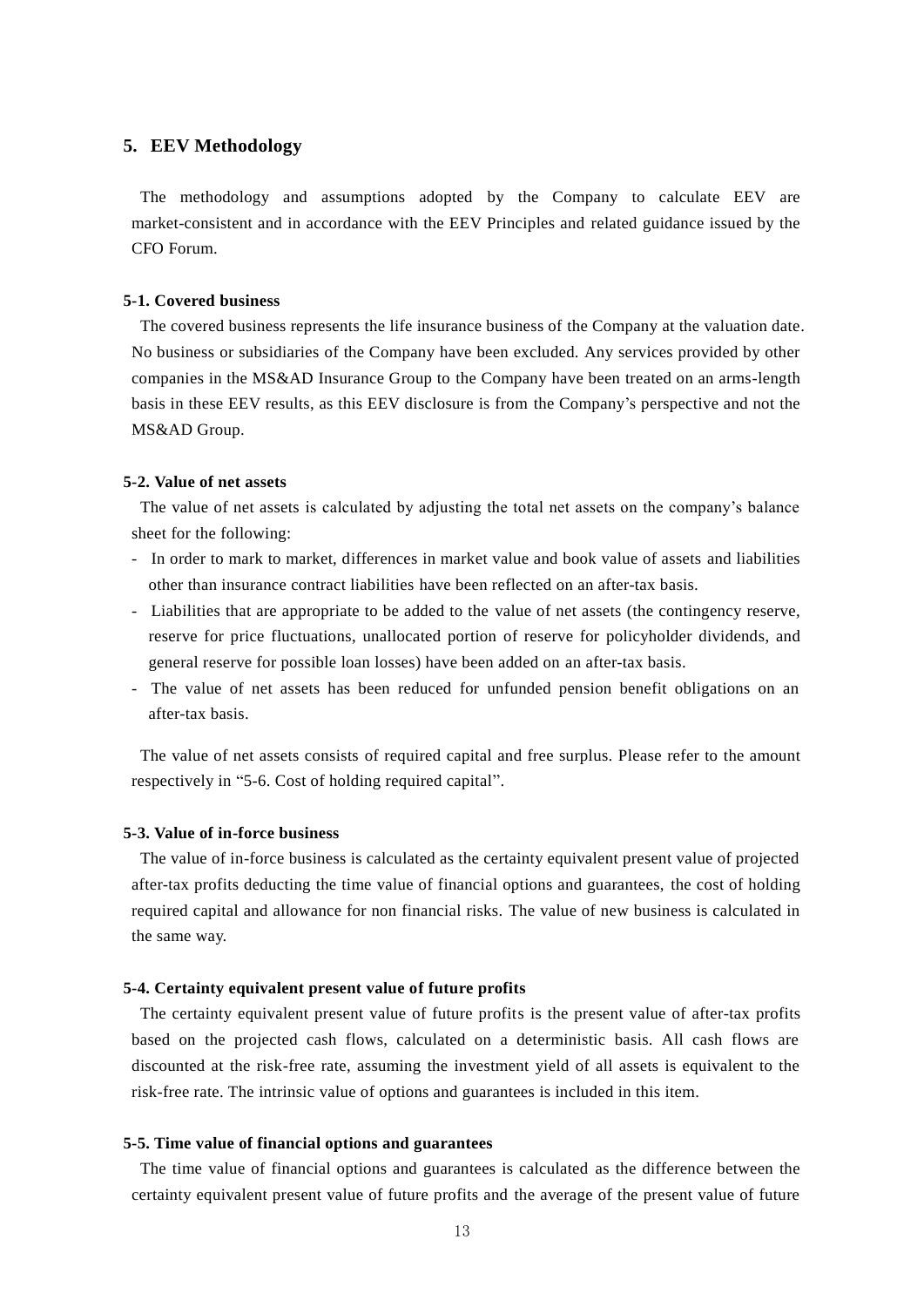## 5. EEV Methodology

The methodology and assumptions adopted by the Company to calculate EEV are market-consistent and in accordance with the EEV Principles and related guidance issued by the CFO Forum.

### 5-1. Covered business

The covered business represents the life insurance business of the Company at the valuation date. No business or subsidiaries of the Company have been excluded. Any services provided by other companies in the MS&AD Insurance Group to the Company have been treated on an arms-length basis in these EEV results, as this EEV disclosure is from the Company's perspective and not the MS&AD Group.

### 5-2. Value of net assets

The value of net assets is calculated by adjusting the total net assets on the company's balance sheet for the following:

- In order to mark to market, differences in market value and book value of assets and liabilities other than insurance contract liabilities have been reflected on an after-tax basis.
- Liabilities that are appropriate to be added to the value of net assets (the contingency reserve, reserve for price fluctuations, unallocated portion of reserve for policyholder dividends, and general reserve for possible loan losses) have been added on an after-tax basis.
- The value of net assets has been reduced for unfunded pension benefit obligations on an after-tax basis.

The value of net assets consists of required capital and free surplus. Please refer to the amount respectively in "5-6. Cost of holding required capital".

### 5-3. Value of in-force business

The value of in-force business is calculated as the certainty equivalent present value of projected after-tax profits deducting the time value of financial options and guarantees, the cost of holding required capital and allowance for non financial risks. The value of new business is calculated in the same way.

### 5-4. Certainty equivalent present value of future profits

The certainty equivalent present value of future profits is the present value of after-tax profits based on the projected cash flows, calculated on a deterministic basis. All cash flows are discounted at the risk-free rate, assuming the investment yield of all assets is equivalent to the risk-free rate. The intrinsic value of options and guarantees is included in this item.

### 5-5. Time value of financial options and guarantees

The time value of financial options and guarantees is calculated as the difference between the certainty equivalent present value of future profits and the average of the present value of future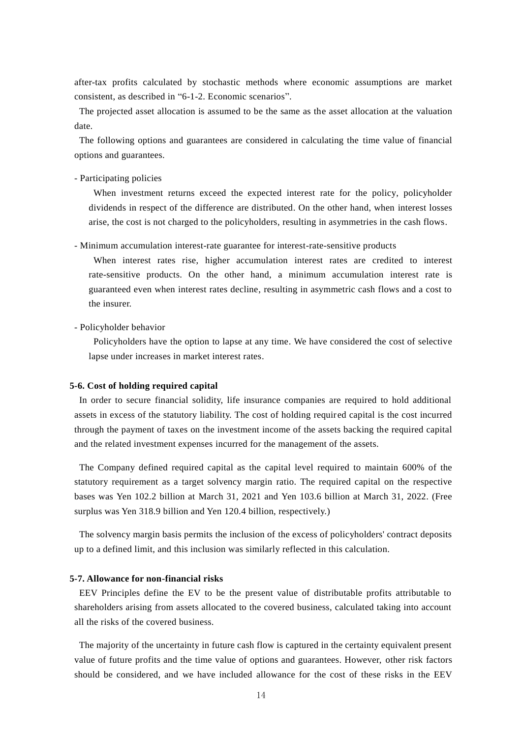after-tax profits calculated by stochastic methods where economic assumptions are market consistent, as described in "6-1-2. Economic scenarios".

The projected asset allocation is assumed to be the same as the asset allocation at the valuation date.

The following options and guarantees are considered in calculating the time value of financial options and guarantees.

- Participating policies

  When investment returns exceed the expected interest rate for the policy, policyholder dividends in respect of the difference are distributed. On the other hand, when interest losses arise, the cost is not charged to the policyholders, resulting in asymmetries in the cash flows.

- Minimum accumulation interest-rate guarantee for interest-rate-sensitive products

  When interest rates rise, higher accumulation interest rates are credited to interest rate-sensitive products. On the other hand, a minimum accumulation interest rate is guaranteed even when interest rates decline, resulting in asymmetric cash flows and a cost to the insurer.

- Policyholder behavior

  Policyholders have the option to lapse at any time. We have considered the cost of selective lapse under increases in market interest rates.

**5-6. Cost of holding required capital**

In order to secure financial solidity, life insurance companies are required to hold additional assets in excess of the statutory liability. The cost of holding required capital is the cost incurred through the payment of taxes on the investment income of the assets backing the required capital and the related investment expenses incurred for the management of the assets.

The Company defined required capital as the capital level required to maintain 600% of the statutory requirement as a target solvency margin ratio. The required capital on the respective bases was Yen 102.2 billion at March 31, 2021 and Yen 103.6 billion at March 31, 2022. (Free surplus was Yen 318.9 billion and Yen 120.4 billion, respectively.)

The solvency margin basis permits the inclusion of the excess of policyholders' contract deposits up to a defined limit, and this inclusion was similarly reflected in this calculation.

**5-7. Allowance for non-financial risks**

EEV Principles define the EV to be the present value of distributable profits attributable to shareholders arising from assets allocated to the covered business, calculated taking into account all the risks of the covered business.

The majority of the uncertainty in future cash flow is captured in the certainty equivalent present value of future profits and the time value of options and guarantees. However, other risk factors should be considered, and we have included allowance for the cost of these risks in the EEV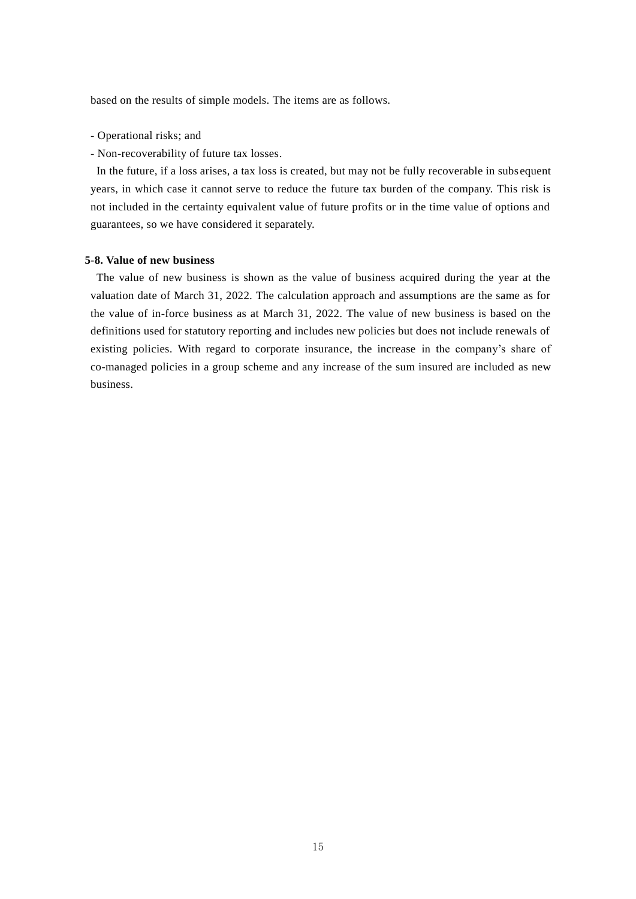based on the results of simple models. The items are as follows.

- Operational risks; and
- Non-recoverability of future tax losses.

In the future, if a loss arises, a tax loss is created, but may not be fully recoverable in subsequent years, in which case it cannot serve to reduce the future tax burden of the company. This risk is not included in the certainty equivalent value of future profits or in the time value of options and guarantees, so we have considered it separately.

**5-8. Value of new business**

The value of new business is shown as the value of business acquired during the year at the valuation date of March 31, 2022. The calculation approach and assumptions are the same as for the value of in-force business as at March 31, 2022. The value of new business is based on the definitions used for statutory reporting and includes new policies but does not include renewals of existing policies. With regard to corporate insurance, the increase in the company's share of co-managed policies in a group scheme and any increase of the sum insured are included as new business.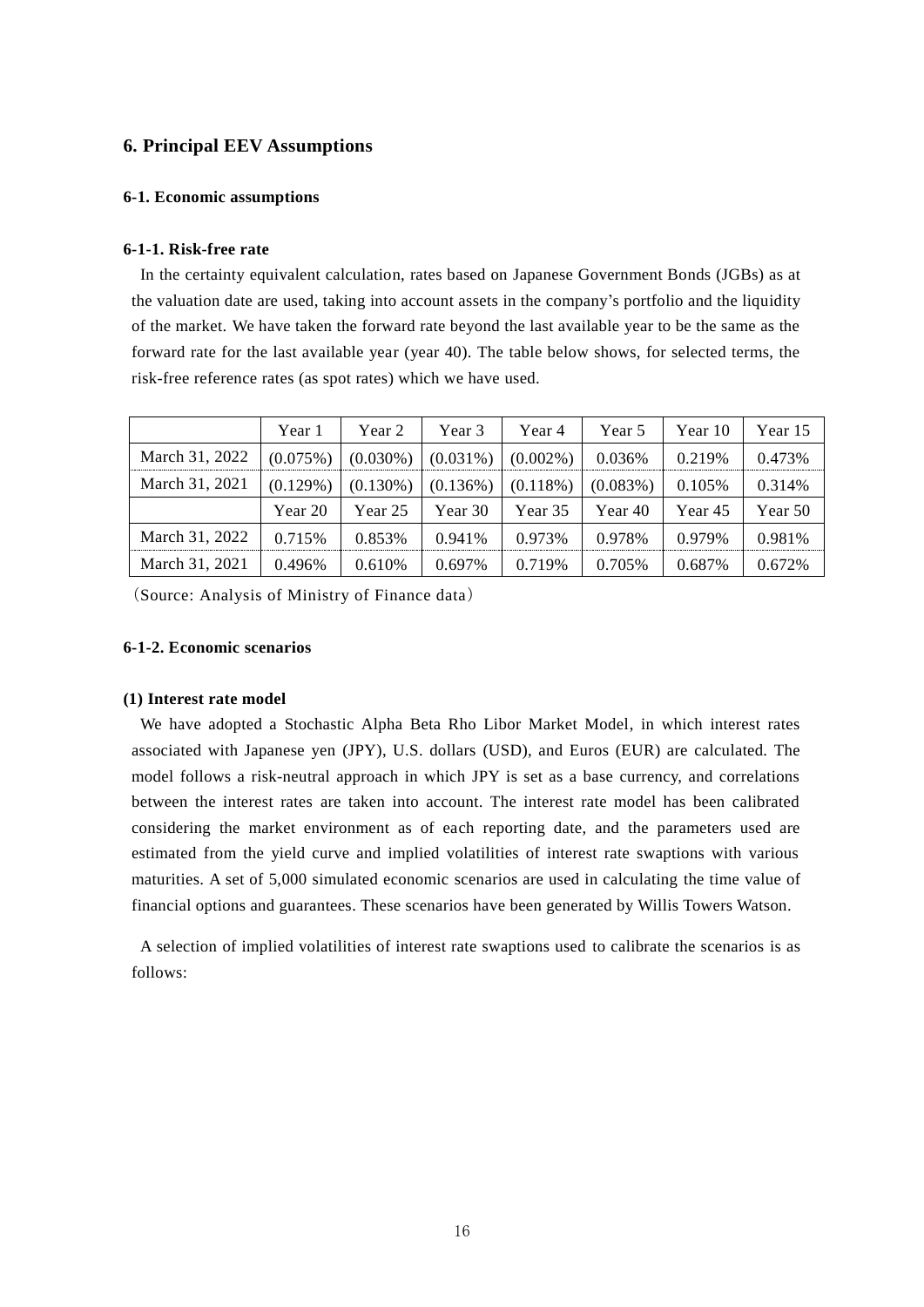## 6. Principal EEV Assumptions

### 6-1. Economic assumptions

#### 6-1-1. Risk-free rate

In the certainty equivalent calculation, rates based on Japanese Government Bonds (JGBs) as at the valuation date are used, taking into account assets in the company's portfolio and the liquidity of the market. We have taken the forward rate beyond the last available year to be the same as the forward rate for the last available year (year 40). The table below shows, for selected terms, the risk-free reference rates (as spot rates) which we have used.

| | Year 1 | Year 2 | Year 3 | Year 4 | Year 5 | Year 10 | Year 15 |
|---|---|---|---|---|---|---|---|
| March 31, 2022 | (0.075%) | (0.030%) | (0.031%) | (0.002%) | 0.036% | 0.219% | 0.473% |
| March 31, 2021 | (0.129%) | (0.130%) | (0.136%) | (0.118%) | (0.083%) | 0.105% | 0.314% |
| | Year 20 | Year 25 | Year 30 | Year 35 | Year 40 | Year 45 | Year 50 |
| March 31, 2022 | 0.715% | 0.853% | 0.941% | 0.973% | 0.978% | 0.979% | 0.981% |
| March 31, 2021 | 0.496% | 0.610% | 0.697% | 0.719% | 0.705% | 0.687% | 0.672% |

（Source: Analysis of Ministry of Finance data）

#### 6-1-2. Economic scenarios

**(1) Interest rate model**

We have adopted a Stochastic Alpha Beta Rho Libor Market Model, in which interest rates associated with Japanese yen (JPY), U.S. dollars (USD), and Euros (EUR) are calculated. The model follows a risk-neutral approach in which JPY is set as a base currency, and correlations between the interest rates are taken into account. The interest rate model has been calibrated considering the market environment as of each reporting date, and the parameters used are estimated from the yield curve and implied volatilities of interest rate swaptions with various maturities. A set of 5,000 simulated economic scenarios are used in calculating the time value of financial options and guarantees. These scenarios have been generated by Willis Towers Watson.

A selection of implied volatilities of interest rate swaptions used to calibrate the scenarios is as follows: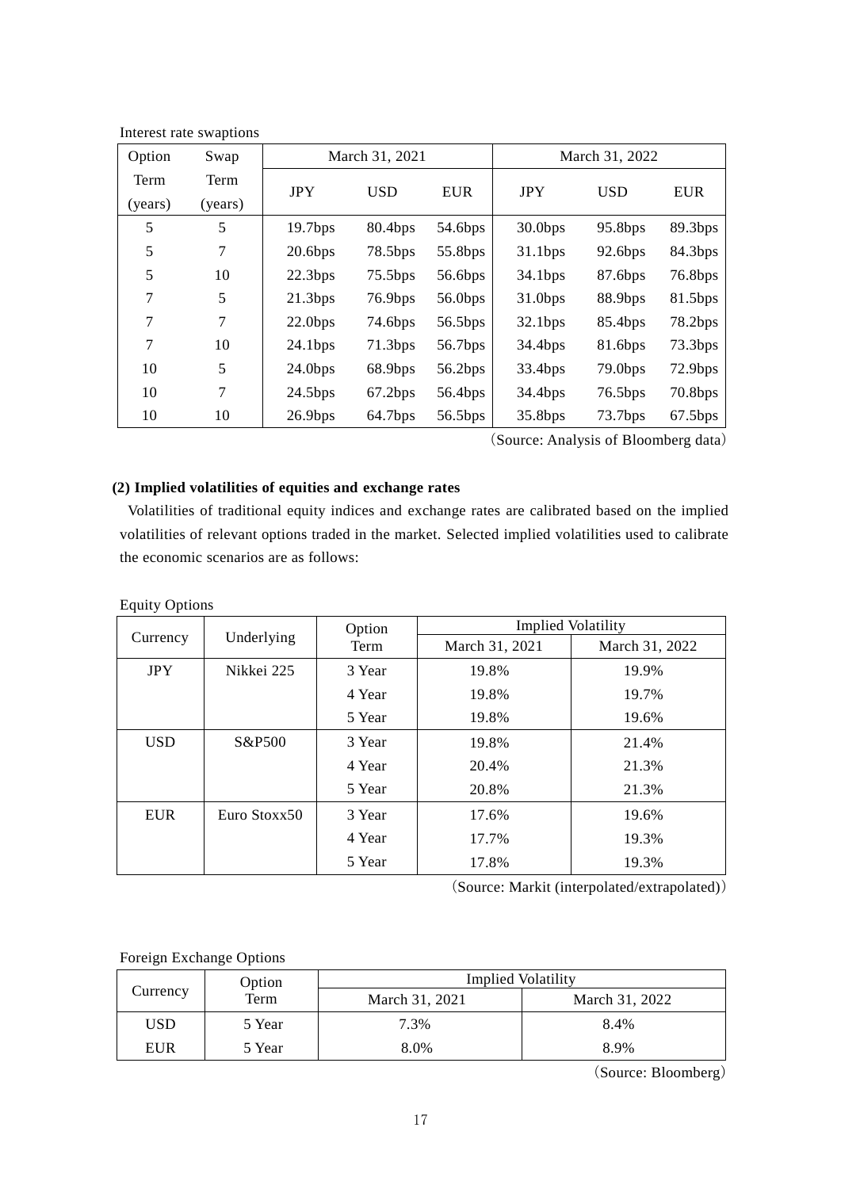Interest rate swaptions

| Option Term (years) | Swap Term (years) | March 31, 2021 | | | March 31, 2022 | | |
|---|---|---|---|---|---|---|---|
| | | JPY | USD | EUR | JPY | USD | EUR |
| 5 | 5 | 19.7bps | 80.4bps | 54.6bps | 30.0bps | 95.8bps | 89.3bps |
| 5 | 7 | 20.6bps | 78.5bps | 55.8bps | 31.1bps | 92.6bps | 84.3bps |
| 5 | 10 | 22.3bps | 75.5bps | 56.6bps | 34.1bps | 87.6bps | 76.8bps |
| 7 | 5 | 21.3bps | 76.9bps | 56.0bps | 31.0bps | 88.9bps | 81.5bps |
| 7 | 7 | 22.0bps | 74.6bps | 56.5bps | 32.1bps | 85.4bps | 78.2bps |
| 7 | 10 | 24.1bps | 71.3bps | 56.7bps | 34.4bps | 81.6bps | 73.3bps |
| 10 | 5 | 24.0bps | 68.9bps | 56.2bps | 33.4bps | 79.0bps | 72.9bps |
| 10 | 7 | 24.5bps | 67.2bps | 56.4bps | 34.4bps | 76.5bps | 70.8bps |
| 10 | 10 | 26.9bps | 64.7bps | 56.5bps | 35.8bps | 73.7bps | 67.5bps |

(Source: Analysis of Bloomberg data)

### (2) Implied volatilities of equities and exchange rates

Volatilities of traditional equity indices and exchange rates are calibrated based on the implied volatilities of relevant options traded in the market. Selected implied volatilities used to calibrate the economic scenarios are as follows:

Equity Options

| Currency | Underlying | Option Term | Implied Volatility | |
|---|---|---|---|---|
| | | | March 31, 2021 | March 31, 2022 |
| JPY | Nikkei 225 | 3 Year | 19.8% | 19.9% |
| | | 4 Year | 19.8% | 19.7% |
| | | 5 Year | 19.8% | 19.6% |
| USD | S&P500 | 3 Year | 19.8% | 21.4% |
| | | 4 Year | 20.4% | 21.3% |
| | | 5 Year | 20.8% | 21.3% |
| EUR | Euro Stoxx50 | 3 Year | 17.6% | 19.6% |
| | | 4 Year | 17.7% | 19.3% |
| | | 5 Year | 17.8% | 19.3% |

(Source: Markit (interpolated/extrapolated))

Foreign Exchange Options

| Currency | Option Term | Implied Volatility | |
|---|---|---|---|
| | | March 31, 2021 | March 31, 2022 |
| USD | 5 Year | 7.3% | 8.4% |
| EUR | 5 Year | 8.0% | 8.9% |

(Source: Bloomberg)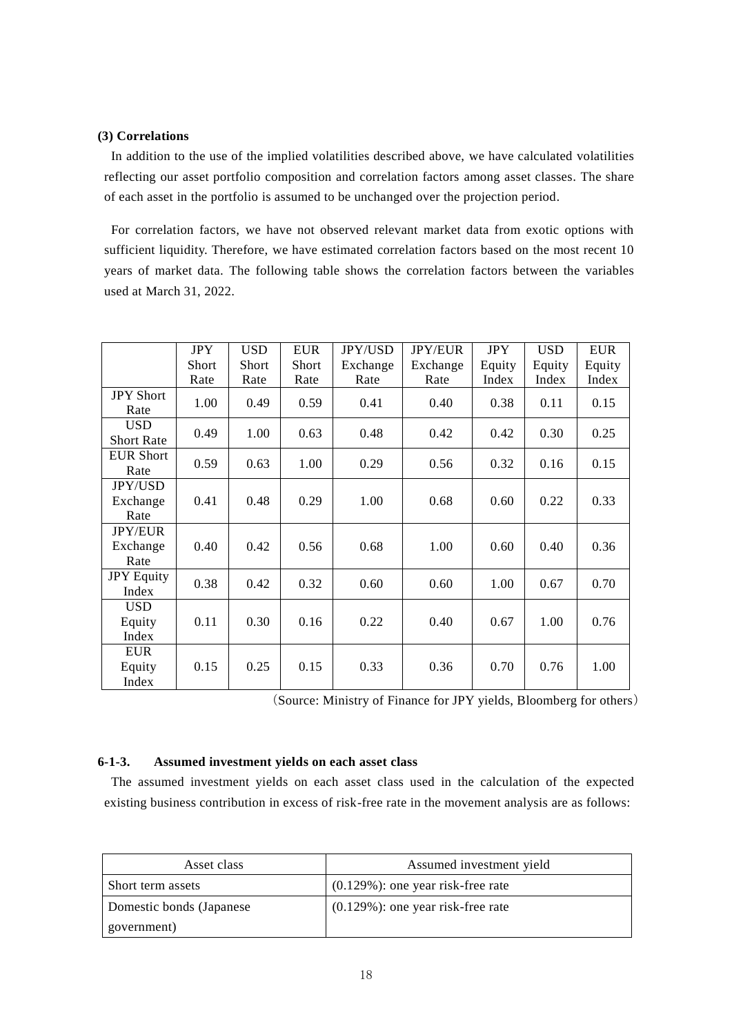**(3) Correlations**

In addition to the use of the implied volatilities described above, we have calculated volatilities reflecting our asset portfolio composition and correlation factors among asset classes. The share of each asset in the portfolio is assumed to be unchanged over the projection period.

For correlation factors, we have not observed relevant market data from exotic options with sufficient liquidity. Therefore, we have estimated correlation factors based on the most recent 10 years of market data. The following table shows the correlation factors between the variables used at March 31, 2022.

| | JPY Short Rate | USD Short Rate | EUR Short Rate | JPY/USD Exchange Rate | JPY/EUR Exchange Rate | JPY Equity Index | USD Equity Index | EUR Equity Index |
|---|---|---|---|---|---|---|---|---|
| JPY Short Rate | 1.00 | 0.49 | 0.59 | 0.41 | 0.40 | 0.38 | 0.11 | 0.15 |
| USD Short Rate | 0.49 | 1.00 | 0.63 | 0.48 | 0.42 | 0.42 | 0.30 | 0.25 |
| EUR Short Rate | 0.59 | 0.63 | 1.00 | 0.29 | 0.56 | 0.32 | 0.16 | 0.15 |
| JPY/USD Exchange Rate | 0.41 | 0.48 | 0.29 | 1.00 | 0.68 | 0.60 | 0.22 | 0.33 |
| JPY/EUR Exchange Rate | 0.40 | 0.42 | 0.56 | 0.68 | 1.00 | 0.60 | 0.40 | 0.36 |
| JPY Equity Index | 0.38 | 0.42 | 0.32 | 0.60 | 0.60 | 1.00 | 0.67 | 0.70 |
| USD Equity Index | 0.11 | 0.30 | 0.16 | 0.22 | 0.40 | 0.67 | 1.00 | 0.76 |
| EUR Equity Index | 0.15 | 0.25 | 0.15 | 0.33 | 0.36 | 0.70 | 0.76 | 1.00 |

（Source: Ministry of Finance for JPY yields, Bloomberg for others）

### 6-1-3. Assumed investment yields on each asset class

The assumed investment yields on each asset class used in the calculation of the expected existing business contribution in excess of risk-free rate in the movement analysis are as follows:

| Asset class | Assumed investment yield |
|---|---|
| Short term assets | (0.129%): one year risk-free rate |
| Domestic bonds (Japanese government) | (0.129%): one year risk-free rate |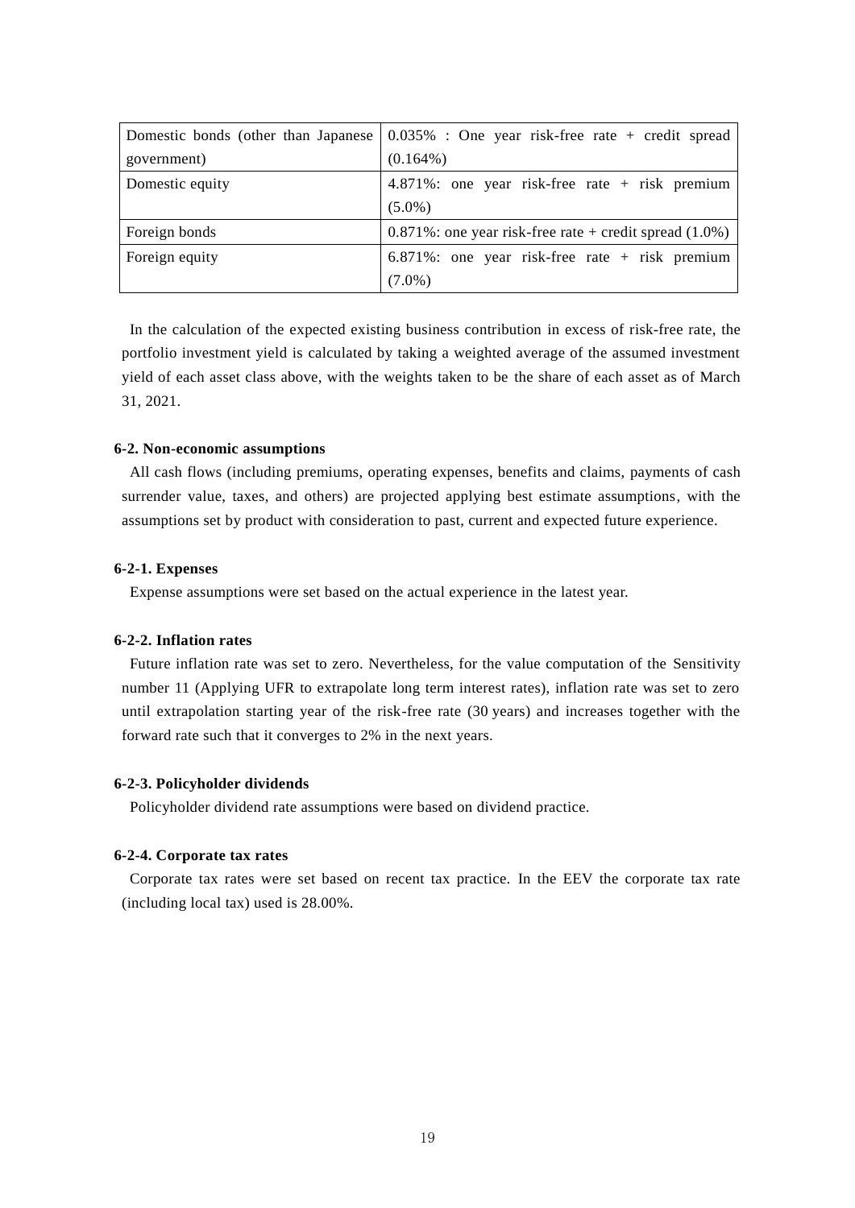| Domestic bonds (other than Japanese government) | 0.035% : One year risk-free rate + credit spread (0.164%) |
|---|---|
| Domestic equity | 4.871%: one year risk-free rate + risk premium (5.0%) |
| Foreign bonds | 0.871%: one year risk-free rate + credit spread (1.0%) |
| Foreign equity | 6.871%: one year risk-free rate + risk premium (7.0%) |

In the calculation of the expected existing business contribution in excess of risk-free rate, the portfolio investment yield is calculated by taking a weighted average of the assumed investment yield of each asset class above, with the weights taken to be the share of each asset as of March 31, 2021.

### 6-2. Non-economic assumptions

All cash flows (including premiums, operating expenses, benefits and claims, payments of cash surrender value, taxes, and others) are projected applying best estimate assumptions, with the assumptions set by product with consideration to past, current and expected future experience.

### 6-2-1. Expenses

Expense assumptions were set based on the actual experience in the latest year.

### 6-2-2. Inflation rates

Future inflation rate was set to zero. Nevertheless, for the value computation of the Sensitivity number 11 (Applying UFR to extrapolate long term interest rates), inflation rate was set to zero until extrapolation starting year of the risk-free rate (30 years) and increases together with the forward rate such that it converges to 2% in the next years.

### 6-2-3. Policyholder dividends

Policyholder dividend rate assumptions were based on dividend practice.

### 6-2-4. Corporate tax rates

Corporate tax rates were set based on recent tax practice. In the EEV the corporate tax rate (including local tax) used is 28.00%.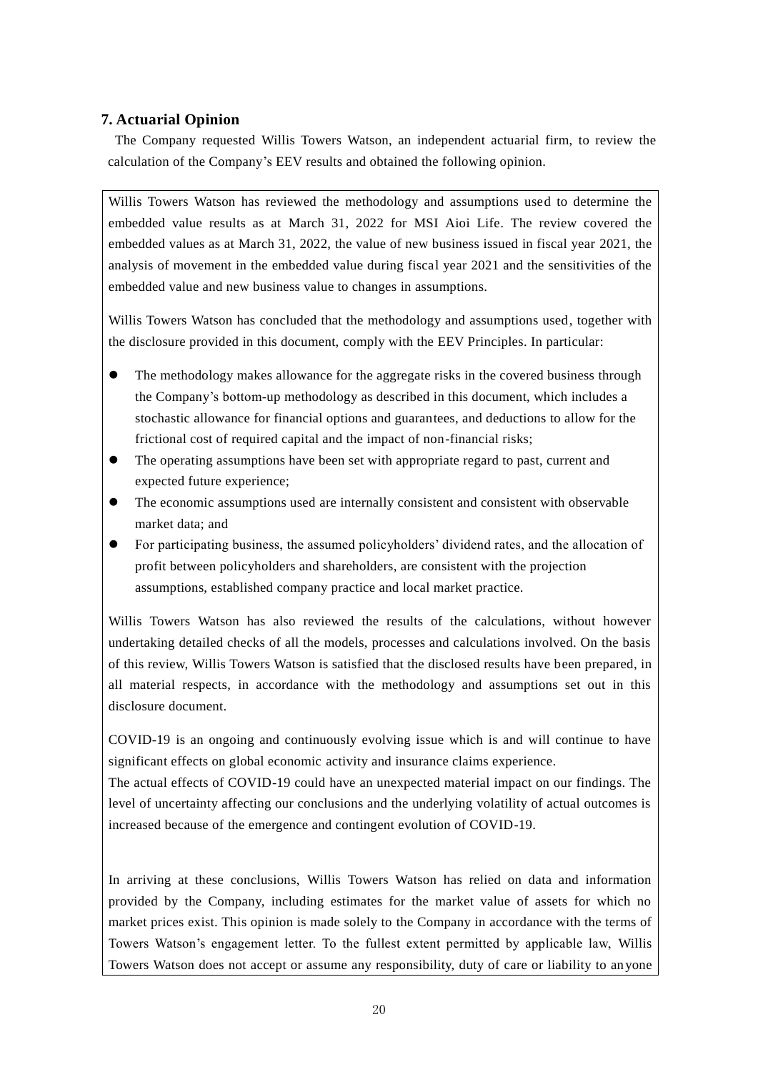## 7. Actuarial Opinion

The Company requested Willis Towers Watson, an independent actuarial firm, to review the calculation of the Company's EEV results and obtained the following opinion.

Willis Towers Watson has reviewed the methodology and assumptions used to determine the embedded value results as at March 31, 2022 for MSI Aioi Life. The review covered the embedded values as at March 31, 2022, the value of new business issued in fiscal year 2021, the analysis of movement in the embedded value during fiscal year 2021 and the sensitivities of the embedded value and new business value to changes in assumptions.

Willis Towers Watson has concluded that the methodology and assumptions used, together with the disclosure provided in this document, comply with the EEV Principles. In particular:

- The methodology makes allowance for the aggregate risks in the covered business through the Company's bottom-up methodology as described in this document, which includes a stochastic allowance for financial options and guarantees, and deductions to allow for the frictional cost of required capital and the impact of non-financial risks;
- The operating assumptions have been set with appropriate regard to past, current and expected future experience;
- The economic assumptions used are internally consistent and consistent with observable market data; and
- For participating business, the assumed policyholders' dividend rates, and the allocation of profit between policyholders and shareholders, are consistent with the projection assumptions, established company practice and local market practice.

Willis Towers Watson has also reviewed the results of the calculations, without however undertaking detailed checks of all the models, processes and calculations involved. On the basis of this review, Willis Towers Watson is satisfied that the disclosed results have been prepared, in all material respects, in accordance with the methodology and assumptions set out in this disclosure document.

COVID-19 is an ongoing and continuously evolving issue which is and will continue to have significant effects on global economic activity and insurance claims experience.
The actual effects of COVID-19 could have an unexpected material impact on our findings. The level of uncertainty affecting our conclusions and the underlying volatility of actual outcomes is increased because of the emergence and contingent evolution of COVID-19.

In arriving at these conclusions, Willis Towers Watson has relied on data and information provided by the Company, including estimates for the market value of assets for which no market prices exist. This opinion is made solely to the Company in accordance with the terms of Towers Watson's engagement letter. To the fullest extent permitted by applicable law, Willis Towers Watson does not accept or assume any responsibility, duty of care or liability to anyone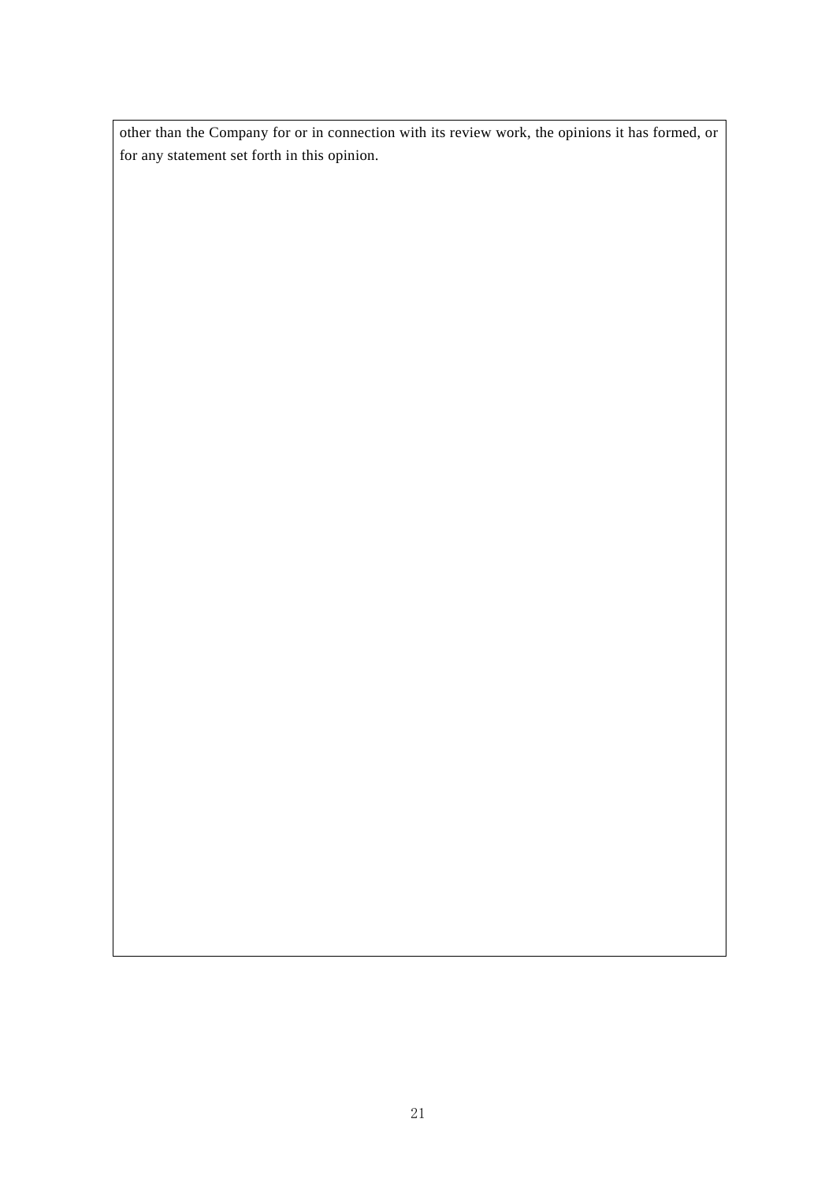other than the Company for or in connection with its review work, the opinions it has formed, or for any statement set forth in this opinion.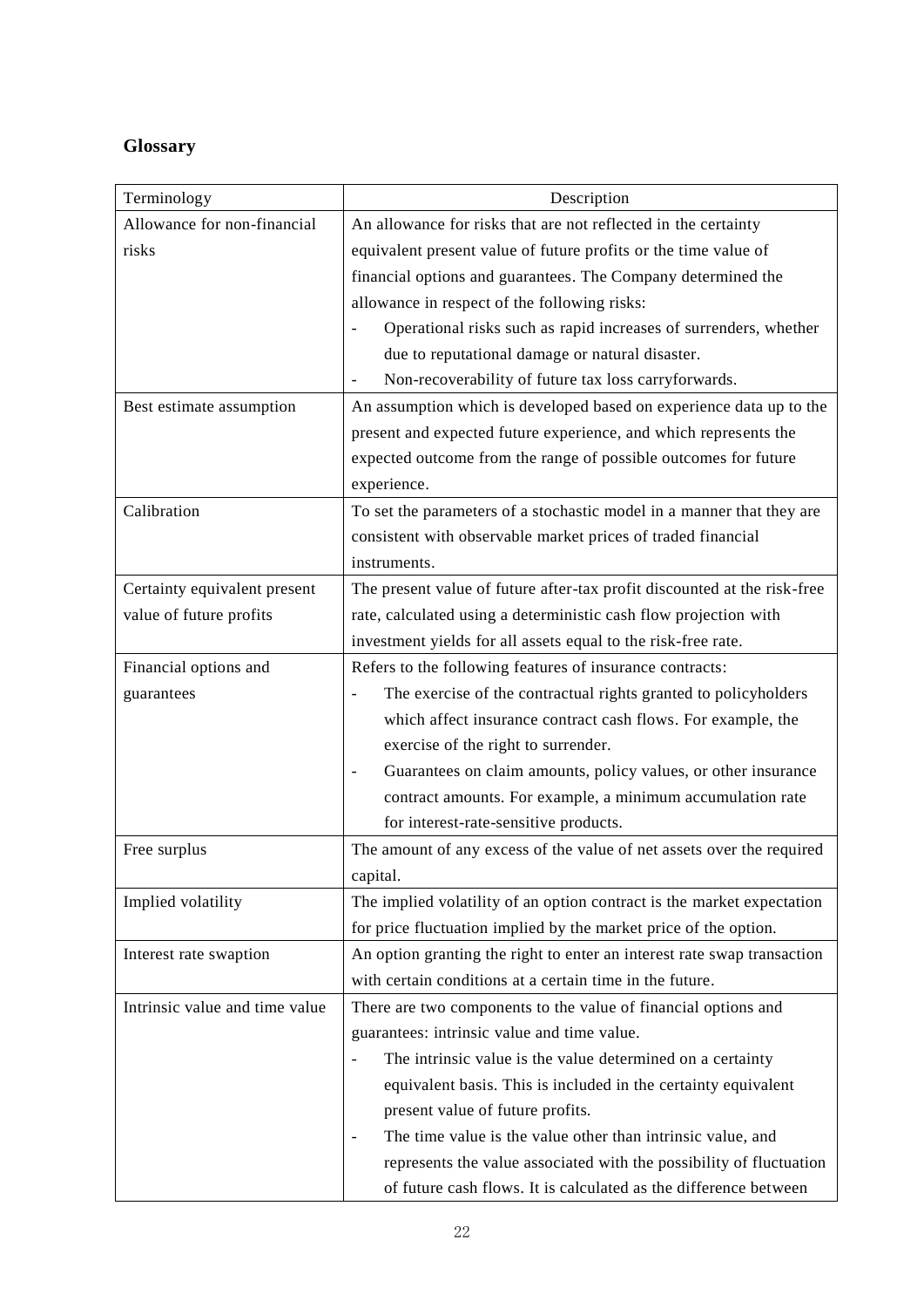## Glossary

| Terminology | Description |
|---|---|
| Allowance for non-financial risks | An allowance for risks that are not reflected in the certainty equivalent present value of future profits or the time value of financial options and guarantees. The Company determined the allowance in respect of the following risks:<br>- Operational risks such as rapid increases of surrenders, whether due to reputational damage or natural disaster.<br>- Non-recoverability of future tax loss carryforwards. |
| Best estimate assumption | An assumption which is developed based on experience data up to the present and expected future experience, and which represents the expected outcome from the range of possible outcomes for future experience. |
| Calibration | To set the parameters of a stochastic model in a manner that they are consistent with observable market prices of traded financial instruments. |
| Certainty equivalent present value of future profits | The present value of future after-tax profit discounted at the risk-free rate, calculated using a deterministic cash flow projection with investment yields for all assets equal to the risk-free rate. |
| Financial options and guarantees | Refers to the following features of insurance contracts:<br>- The exercise of the contractual rights granted to policyholders which affect insurance contract cash flows. For example, the exercise of the right to surrender.<br>- Guarantees on claim amounts, policy values, or other insurance contract amounts. For example, a minimum accumulation rate for interest-rate-sensitive products. |
| Free surplus | The amount of any excess of the value of net assets over the required capital. |
| Implied volatility | The implied volatility of an option contract is the market expectation for price fluctuation implied by the market price of the option. |
| Interest rate swaption | An option granting the right to enter an interest rate swap transaction with certain conditions at a certain time in the future. |
| Intrinsic value and time value | There are two components to the value of financial options and guarantees: intrinsic value and time value.<br>- The intrinsic value is the value determined on a certainty equivalent basis. This is included in the certainty equivalent present value of future profits.<br>- The time value is the value other than intrinsic value, and represents the value associated with the possibility of fluctuation of future cash flows. It is calculated as the difference between |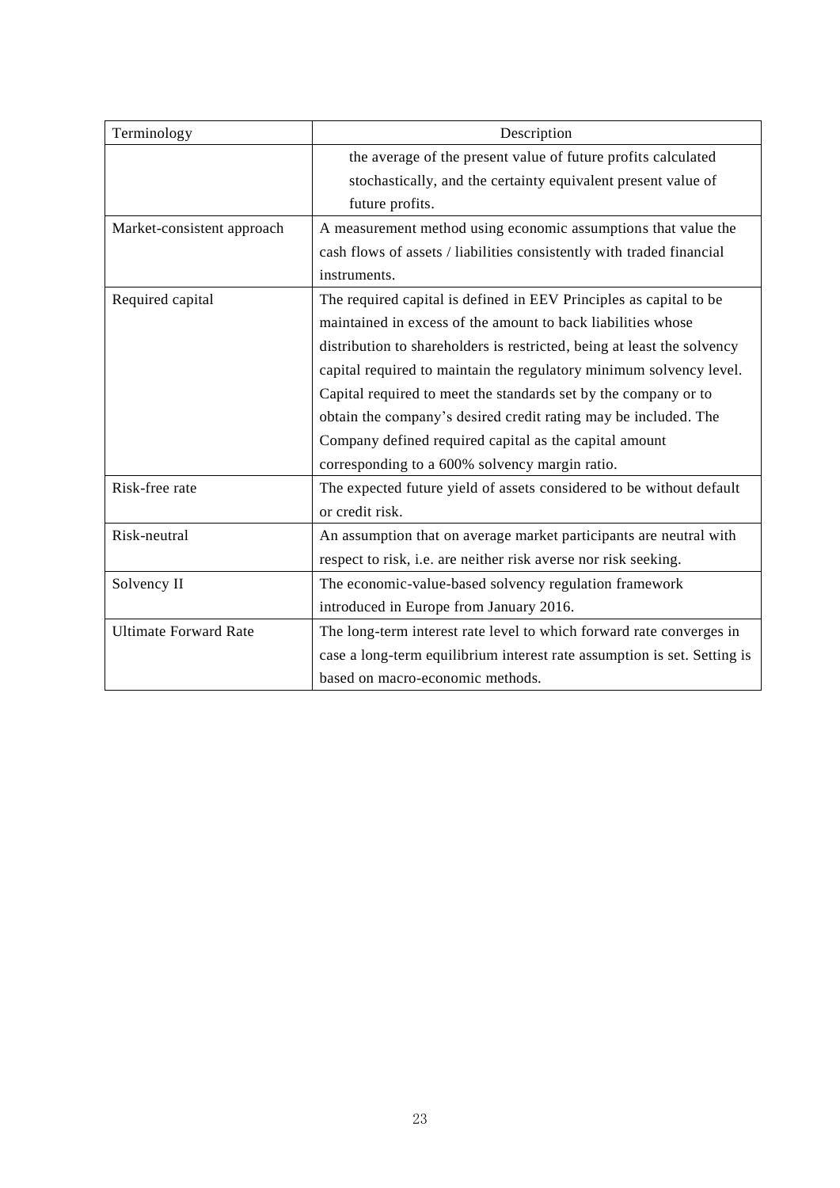| Terminology | Description |
|---|---|
| | the average of the present value of future profits calculated stochastically, and the certainty equivalent present value of future profits. |
| Market-consistent approach | A measurement method using economic assumptions that value the cash flows of assets / liabilities consistently with traded financial instruments. |
| Required capital | The required capital is defined in EEV Principles as capital to be maintained in excess of the amount to back liabilities whose distribution to shareholders is restricted, being at least the solvency capital required to maintain the regulatory minimum solvency level. Capital required to meet the standards set by the company or to obtain the company's desired credit rating may be included. The Company defined required capital as the capital amount corresponding to a 600% solvency margin ratio. |
| Risk-free rate | The expected future yield of assets considered to be without default or credit risk. |
| Risk-neutral | An assumption that on average market participants are neutral with respect to risk, i.e. are neither risk averse nor risk seeking. |
| Solvency II | The economic-value-based solvency regulation framework introduced in Europe from January 2016. |
| Ultimate Forward Rate | The long-term interest rate level to which forward rate converges in case a long-term equilibrium interest rate assumption is set. Setting is based on macro-economic methods. |